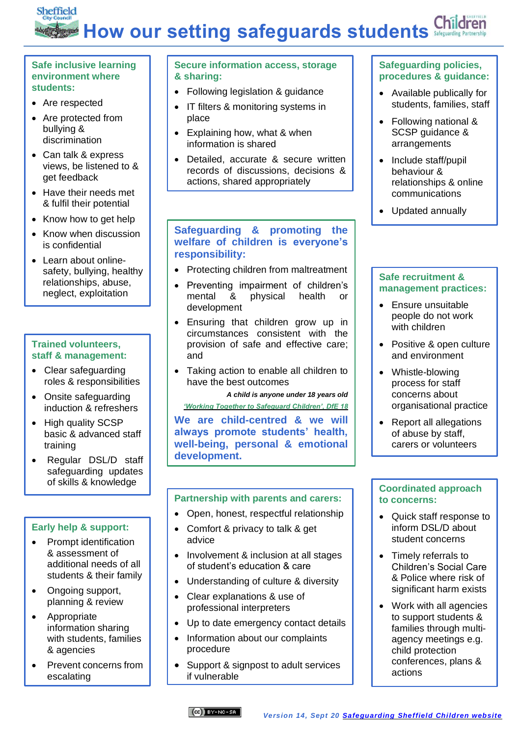# How our setting safeguards students

## Safe inclusive learning environment where students:

- Are respected
- Are protected from bullying & discrimination
- Can talk & express views, be listened to & get feedback
- Have their needs met & fulfil their potential
- Know how to get help
- Know when discussion is confidential
- Learn about online-safety, bullying, healthy relationships, abuse, neglect, exploitation

## Trained volunteers, staff & management:

- Clear safeguarding roles & responsibilities
- Onsite safeguarding induction & refreshers
- High quality SCSP basic & advanced staff training
- Regular DSL/D staff safeguarding updates of skills & knowledge

## Early help & support:

- Prompt identification & assessment of additional needs of all students & their family
- Ongoing support, planning & review
- Appropriate information sharing with students, families & agencies
- Prevent concerns from escalating

## Secure information access, storage & sharing:

- Following legislation & guidance
- IT filters & monitoring systems in place
- Explaining how, what & when information is shared
- Detailed, accurate & secure written records of discussions, decisions & actions, shared appropriately

## Safeguarding & promoting the welfare of children is everyone's responsibility:

- Protecting children from maltreatment
- Preventing impairment of children's mental & physical health or development
- Ensuring that children grow up in circumstances consistent with the provision of safe and effective care; and
- Taking action to enable all children to have the best outcomes

***A child is anyone under 18 years old***

*'Working Together to Safeguard Children', DfE 18*

**We are child-centred & we will always promote students' health, well-being, personal & emotional development.**

## Partnership with parents and carers:

- Open, honest, respectful relationship
- Comfort & privacy to talk & get advice
- Involvement & inclusion at all stages of student's education & care
- Understanding of culture & diversity
- Clear explanations & use of professional interpreters
- Up to date emergency contact details
- Information about our complaints procedure
- Support & signpost to adult services if vulnerable

## Safeguarding policies, procedures & guidance:

- Available publicly for students, families, staff
- Following national & SCSP guidance & arrangements
- Include staff/pupil behaviour & relationships & online communications
- Updated annually

## Safe recruitment & management practices:

- Ensure unsuitable people do not work with children
- Positive & open culture and environment
- Whistle-blowing process for staff concerns about organisational practice
- Report all allegations of abuse by staff, carers or volunteers

## Coordinated approach to concerns:

- Quick staff response to inform DSL/D about student concerns
- Timely referrals to Children's Social Care & Police where risk of significant harm exists
- Work with all agencies to support students & families through multi-agency meetings e.g. child protection conferences, plans & actions

*Version 14, Sept 20* Safeguarding Sheffield Children website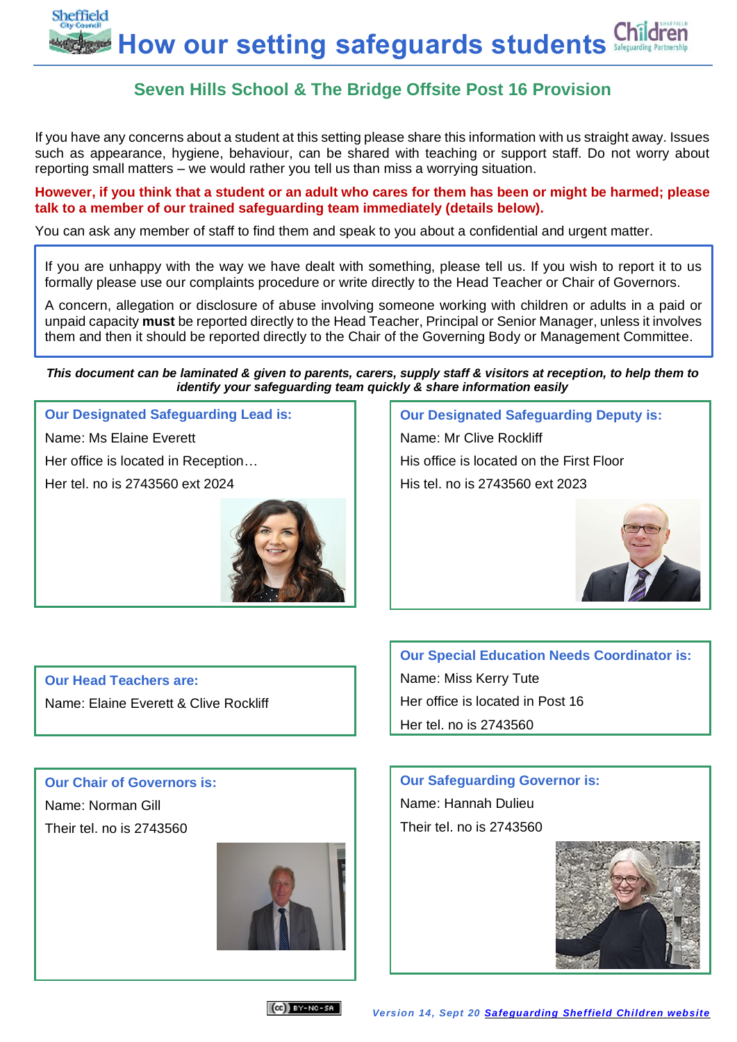# How our setting safeguards students

## Seven Hills School & The Bridge Offsite Post 16 Provision

If you have any concerns about a student at this setting please share this information with us straight away. Issues such as appearance, hygiene, behaviour, can be shared with teaching or support staff. Do not worry about reporting small matters – we would rather you tell us than miss a worrying situation.

**However, if you think that a student or an adult who cares for them has been or might be harmed; please talk to a member of our trained safeguarding team immediately (details below).**

You can ask any member of staff to find them and speak to you about a confidential and urgent matter.

If you are unhappy with the way we have dealt with something, please tell us. If you wish to report it to us formally please use our complaints procedure or write directly to the Head Teacher or Chair of Governors.

A concern, allegation or disclosure of abuse involving someone working with children or adults in a paid or unpaid capacity **must** be reported directly to the Head Teacher, Principal or Senior Manager, unless it involves them and then it should be reported directly to the Chair of the Governing Body or Management Committee.

***This document can be laminated & given to parents, carers, supply staff & visitors at reception, to help them to identify your safeguarding team quickly & share information easily***

### Our Designated Safeguarding Lead is:

Name: Ms Elaine Everett

Her office is located in Reception…

Her tel. no is 2743560 ext 2024

### Our Designated Safeguarding Deputy is:

Name: Mr Clive Rockliff

His office is located on the First Floor

His tel. no is 2743560 ext 2023

### Our Head Teachers are:

Name: Elaine Everett & Clive Rockliff

### Our Special Education Needs Coordinator is:

Name: Miss Kerry Tute

Her office is located in Post 16

Her tel. no is 2743560

### Our Chair of Governors is:

Name: Norman Gill

Their tel. no is 2743560

### Our Safeguarding Governor is:

Name: Hannah Dulieu

Their tel. no is 2743560

*Version 14, Sept 20* [Safeguarding Sheffield Children website]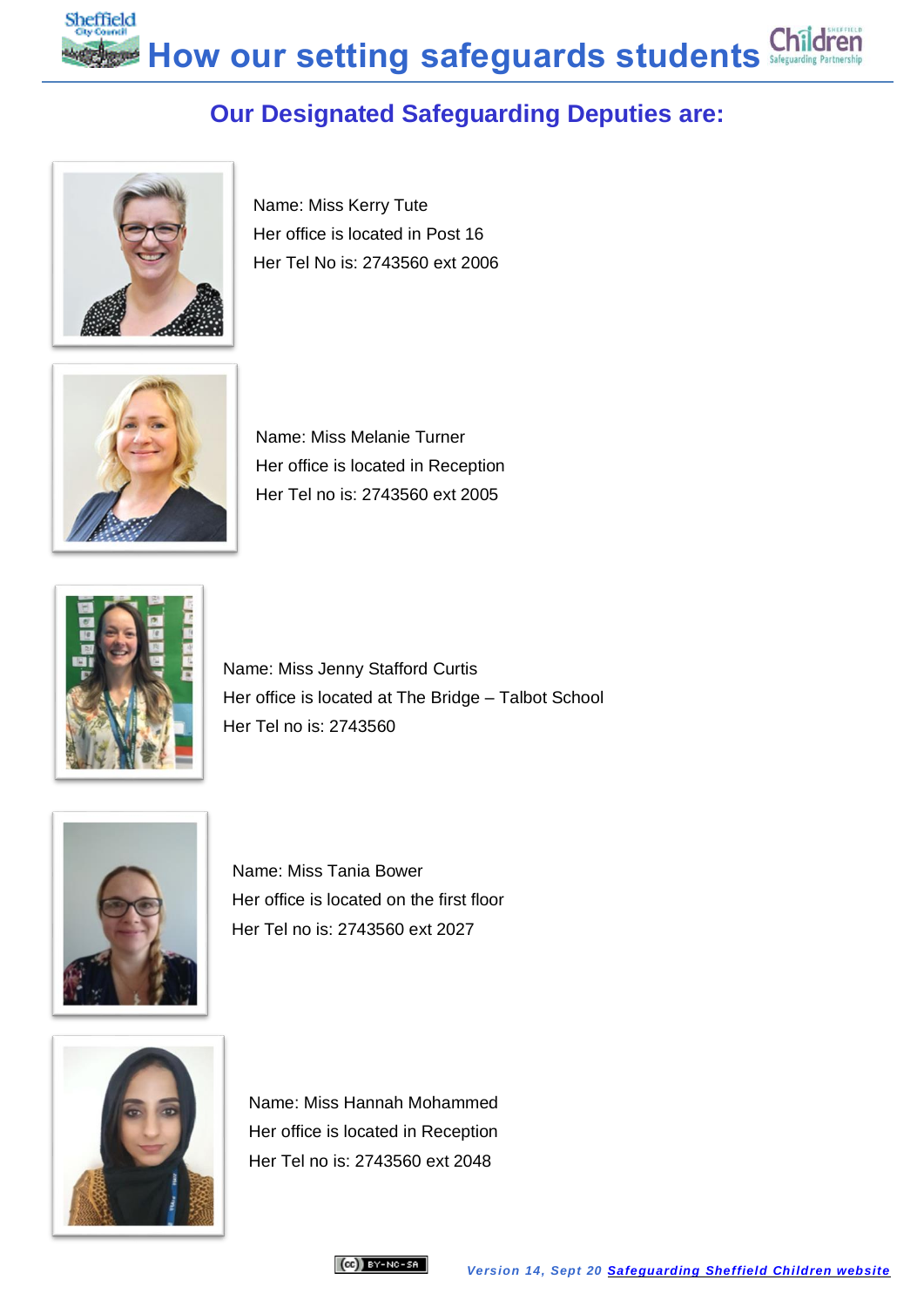# How our setting safeguards students

## Our Designated Safeguarding Deputies are:

Name: Miss Kerry Tute
Her office is located in Post 16
Her Tel No is: 2743560 ext 2006

Name: Miss Melanie Turner
Her office is located in Reception
Her Tel no is: 2743560 ext 2005

Name: Miss Jenny Stafford Curtis
Her office is located at The Bridge – Talbot School
Her Tel no is: 2743560

Name: Miss Tania Bower
Her office is located on the first floor
Her Tel no is: 2743560 ext 2027

Name: Miss Hannah Mohammed
Her office is located in Reception
Her Tel no is: 2743560 ext 2048

*Version 14, Sept 20* [Safeguarding Sheffield Children website](#)